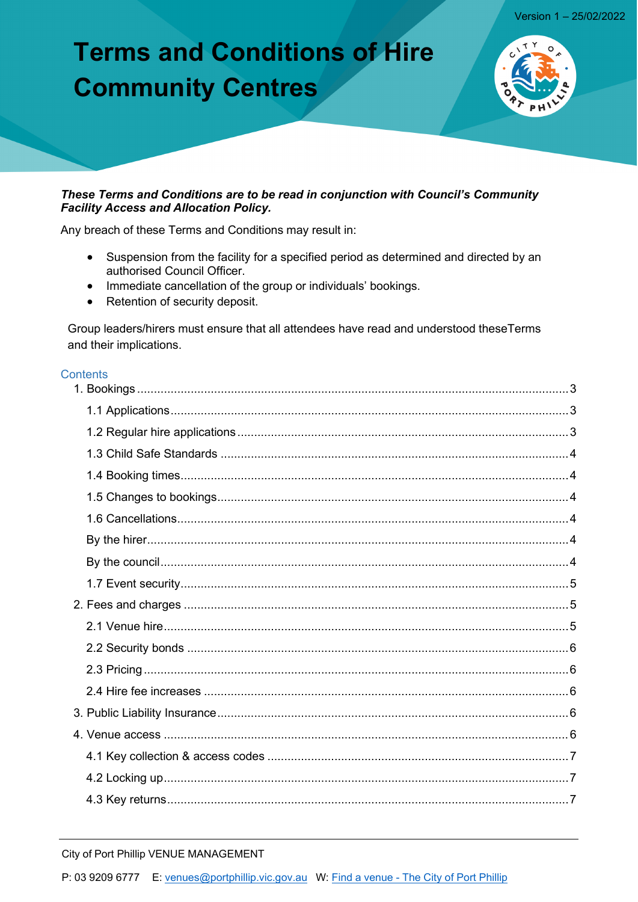Version 1 – 25/02/2022

# Terms and Conditions of Hire Community Centres

***These Terms and Conditions are to be read in conjunction with Council's Community Facility Access and Allocation Policy.***

Any breach of these Terms and Conditions may result in:

- Suspension from the facility for a specified period as determined and directed by an authorised Council Officer.
- Immediate cancellation of the group or individuals' bookings.
- Retention of security deposit.

Group leaders/hirers must ensure that all attendees have read and understood theseTerms and their implications.

## Contents

1. Bookings ..... 3
   - 1.1 Applications ..... 3
   - 1.2 Regular hire applications ..... 3
   - 1.3 Child Safe Standards ..... 4
   - 1.4 Booking times ..... 4
   - 1.5 Changes to bookings ..... 4
   - 1.6 Cancellations ..... 4
   - By the hirer ..... 4
   - By the council ..... 4
   - 1.7 Event security ..... 5
2. Fees and charges ..... 5
   - 2.1 Venue hire ..... 5
   - 2.2 Security bonds ..... 6
   - 2.3 Pricing ..... 6
   - 2.4 Hire fee increases ..... 6
3. Public Liability Insurance ..... 6
4. Venue access ..... 6
   - 4.1 Key collection & access codes ..... 7
   - 4.2 Locking up ..... 7
   - 4.3 Key returns ..... 7

City of Port Phillip VENUE MANAGEMENT

P: 03 9209 6777 E: venues@portphillip.vic.gov.au W: Find a venue - The City of Port Phillip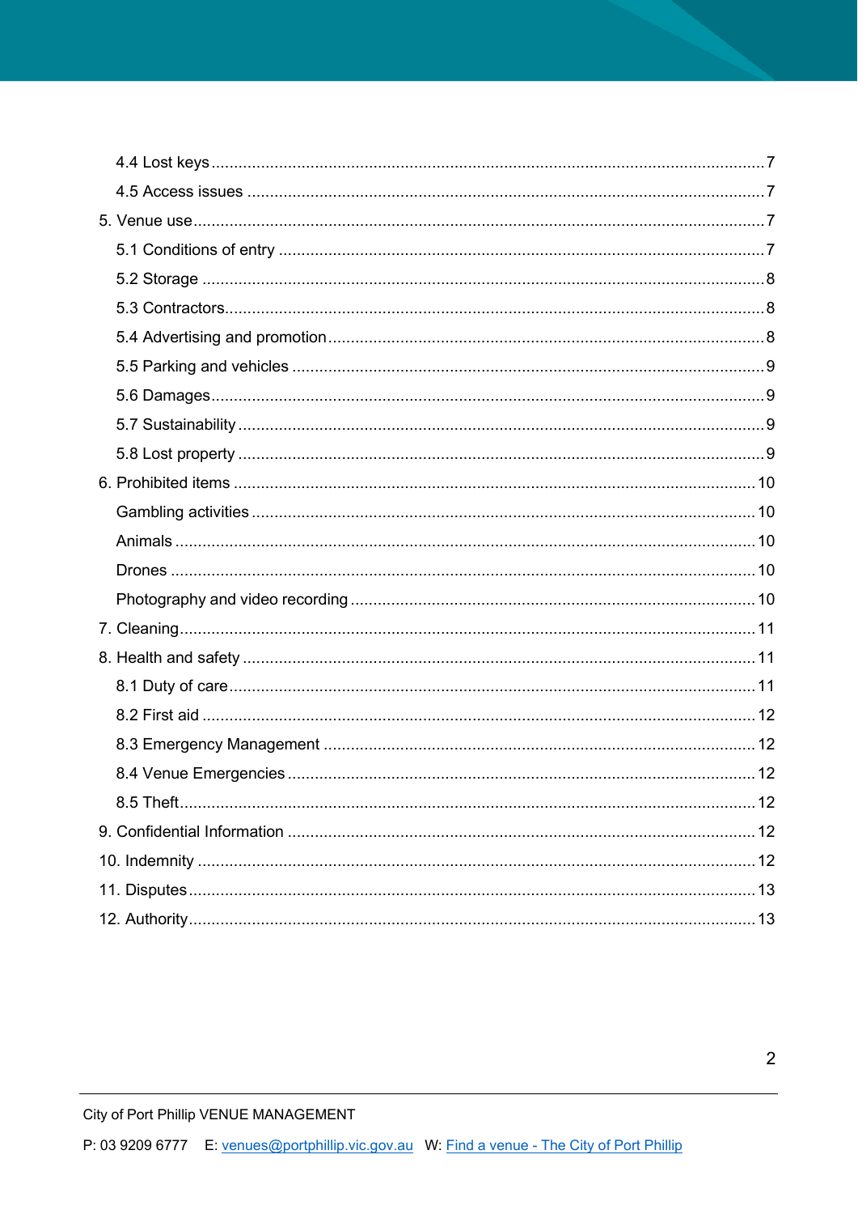- 4.4 Lost keys ..... 7
- 4.5 Access issues ..... 7
- 5. Venue use ..... 7
  - 5.1 Conditions of entry ..... 7
  - 5.2 Storage ..... 8
  - 5.3 Contractors ..... 8
  - 5.4 Advertising and promotion ..... 8
  - 5.5 Parking and vehicles ..... 9
  - 5.6 Damages ..... 9
  - 5.7 Sustainability ..... 9
  - 5.8 Lost property ..... 9
- 6. Prohibited items ..... 10
  - Gambling activities ..... 10
  - Animals ..... 10
  - Drones ..... 10
  - Photography and video recording ..... 10
- 7. Cleaning ..... 11
- 8. Health and safety ..... 11
  - 8.1 Duty of care ..... 11
  - 8.2 First aid ..... 12
  - 8.3 Emergency Management ..... 12
  - 8.4 Venue Emergencies ..... 12
  - 8.5 Theft ..... 12
- 9. Confidential Information ..... 12
- 10. Indemnity ..... 12
- 11. Disputes ..... 13
- 12. Authority ..... 13

City of Port Phillip VENUE MANAGEMENT

P: 03 9209 6777 E: venues@portphillip.vic.gov.au W: Find a venue - The City of Port Phillip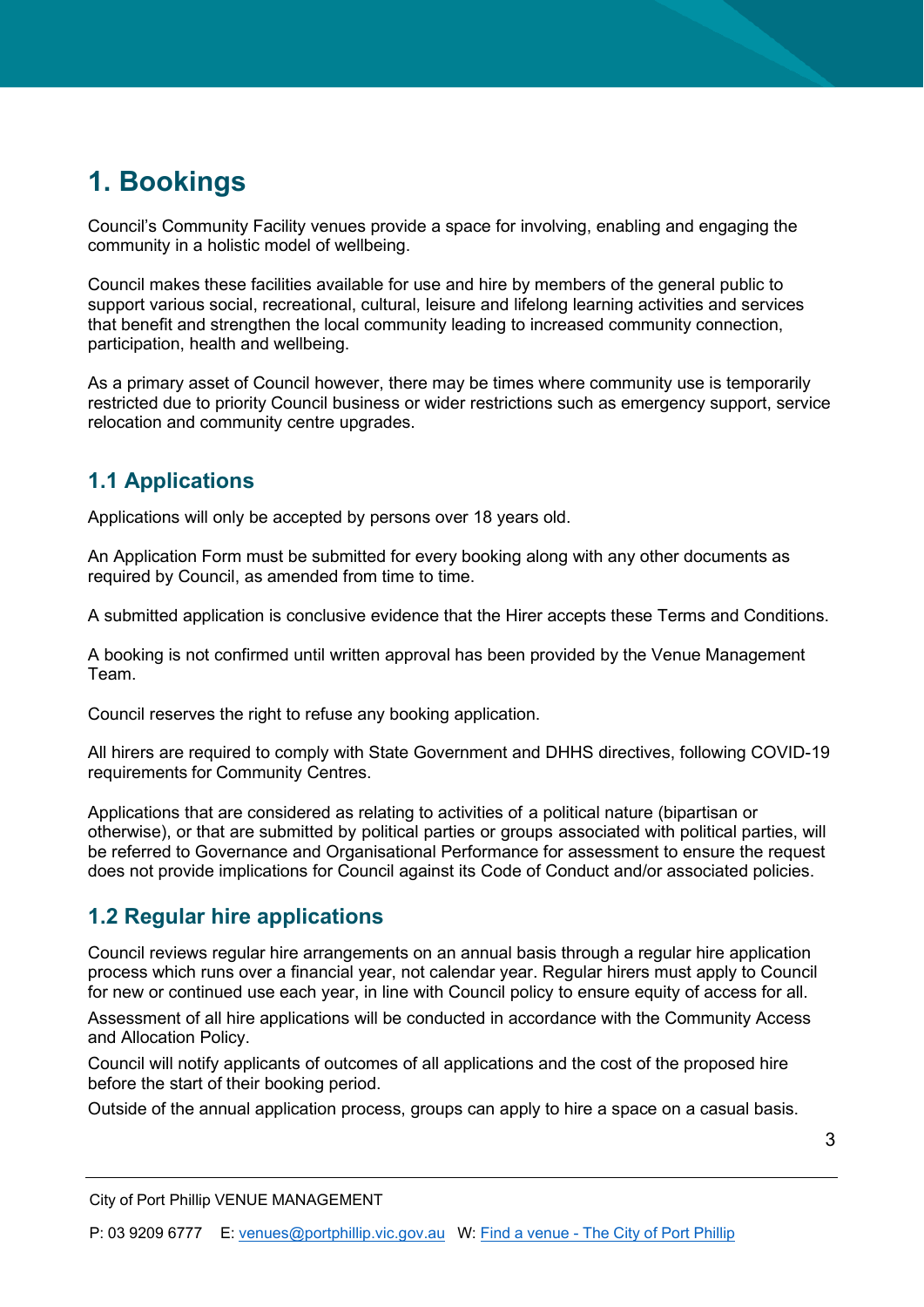# 1. Bookings

Council's Community Facility venues provide a space for involving, enabling and engaging the community in a holistic model of wellbeing.

Council makes these facilities available for use and hire by members of the general public to support various social, recreational, cultural, leisure and lifelong learning activities and services that benefit and strengthen the local community leading to increased community connection, participation, health and wellbeing.

As a primary asset of Council however, there may be times where community use is temporarily restricted due to priority Council business or wider restrictions such as emergency support, service relocation and community centre upgrades.

## 1.1 Applications

Applications will only be accepted by persons over 18 years old.

An Application Form must be submitted for every booking along with any other documents as required by Council, as amended from time to time.

A submitted application is conclusive evidence that the Hirer accepts these Terms and Conditions.

A booking is not confirmed until written approval has been provided by the Venue Management Team.

Council reserves the right to refuse any booking application.

All hirers are required to comply with State Government and DHHS directives, following COVID-19 requirements for Community Centres.

Applications that are considered as relating to activities of a political nature (bipartisan or otherwise), or that are submitted by political parties or groups associated with political parties, will be referred to Governance and Organisational Performance for assessment to ensure the request does not provide implications for Council against its Code of Conduct and/or associated policies.

## 1.2 Regular hire applications

Council reviews regular hire arrangements on an annual basis through a regular hire application process which runs over a financial year, not calendar year. Regular hirers must apply to Council for new or continued use each year, in line with Council policy to ensure equity of access for all.

Assessment of all hire applications will be conducted in accordance with the Community Access and Allocation Policy.

Council will notify applicants of outcomes of all applications and the cost of the proposed hire before the start of their booking period.

Outside of the annual application process, groups can apply to hire a space on a casual basis.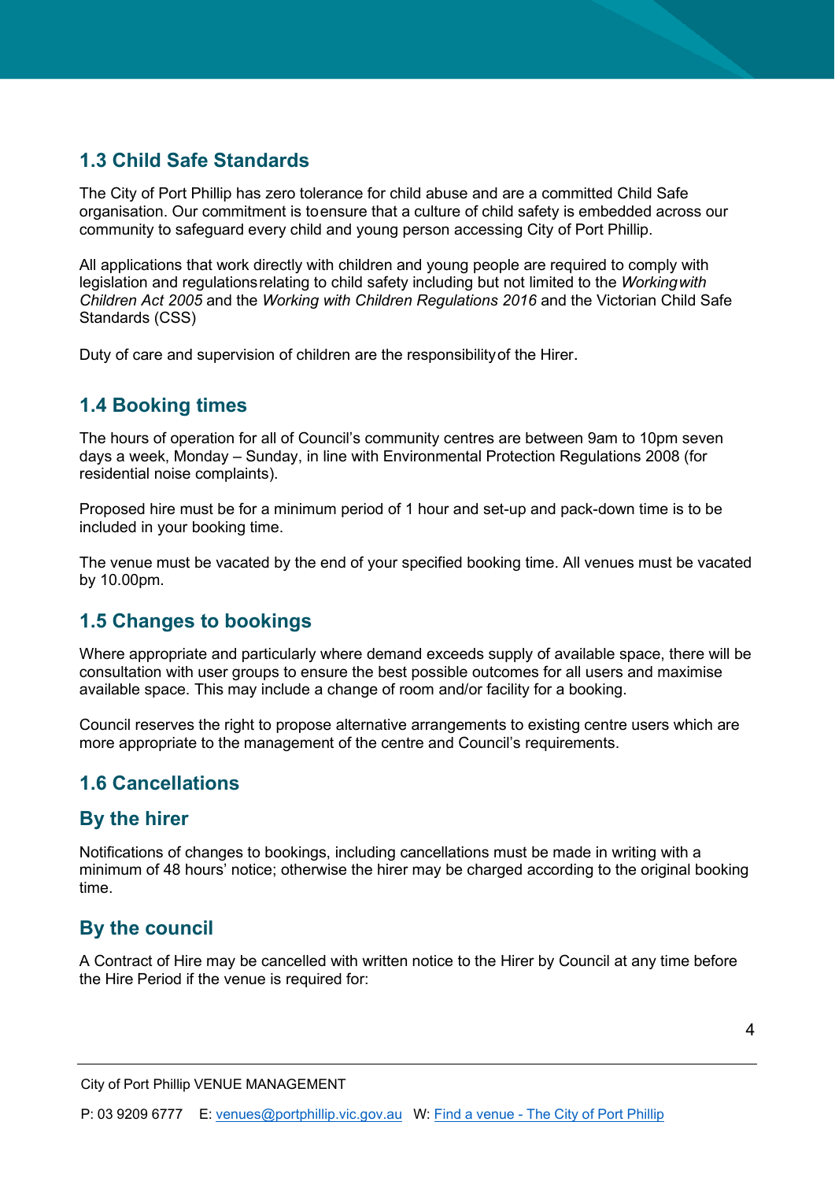## 1.3 Child Safe Standards

The City of Port Phillip has zero tolerance for child abuse and are a committed Child Safe organisation. Our commitment is to ensure that a culture of child safety is embedded across our community to safeguard every child and young person accessing City of Port Phillip.

All applications that work directly with children and young people are required to comply with legislation and regulations relating to child safety including but not limited to the *Working with Children Act 2005* and the *Working with Children Regulations 2016* and the Victorian Child Safe Standards (CSS)

Duty of care and supervision of children are the responsibility of the Hirer.

## 1.4 Booking times

The hours of operation for all of Council's community centres are between 9am to 10pm seven days a week, Monday – Sunday, in line with Environmental Protection Regulations 2008 (for residential noise complaints).

Proposed hire must be for a minimum period of 1 hour and set-up and pack-down time is to be included in your booking time.

The venue must be vacated by the end of your specified booking time. All venues must be vacated by 10.00pm.

## 1.5 Changes to bookings

Where appropriate and particularly where demand exceeds supply of available space, there will be consultation with user groups to ensure the best possible outcomes for all users and maximise available space. This may include a change of room and/or facility for a booking.

Council reserves the right to propose alternative arrangements to existing centre users which are more appropriate to the management of the centre and Council's requirements.

## 1.6 Cancellations

### By the hirer

Notifications of changes to bookings, including cancellations must be made in writing with a minimum of 48 hours' notice; otherwise the hirer may be charged according to the original booking time.

### By the council

A Contract of Hire may be cancelled with written notice to the Hirer by Council at any time before the Hire Period if the venue is required for: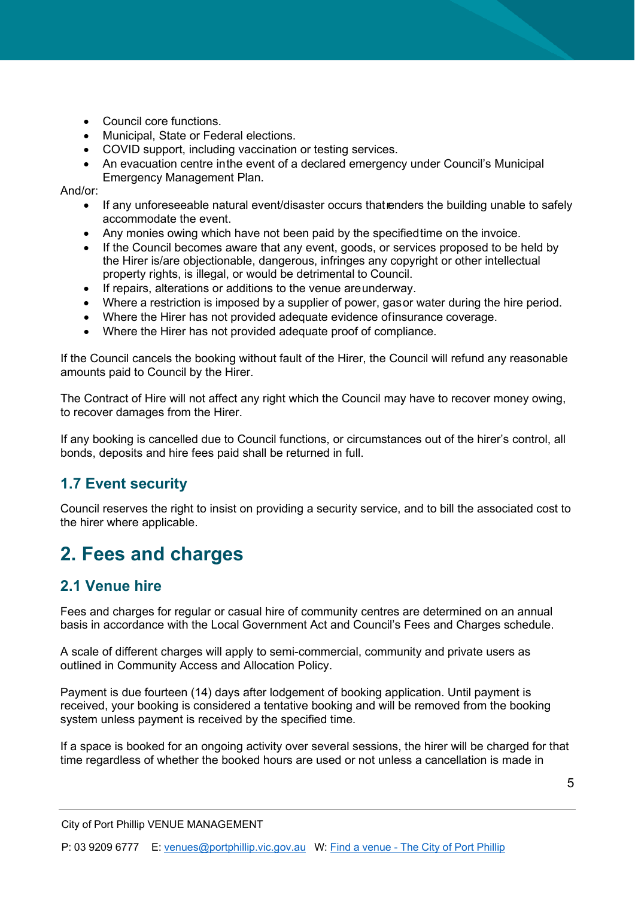- Council core functions.
- Municipal, State or Federal elections.
- COVID support, including vaccination or testing services.
- An evacuation centre in the event of a declared emergency under Council's Municipal Emergency Management Plan.

And/or:

- If any unforeseeable natural event/disaster occurs that renders the building unable to safely accommodate the event.
- Any monies owing which have not been paid by the specified time on the invoice.
- If the Council becomes aware that any event, goods, or services proposed to be held by the Hirer is/are objectionable, dangerous, infringes any copyright or other intellectual property rights, is illegal, or would be detrimental to Council.
- If repairs, alterations or additions to the venue are underway.
- Where a restriction is imposed by a supplier of power, gas or water during the hire period.
- Where the Hirer has not provided adequate evidence of insurance coverage.
- Where the Hirer has not provided adequate proof of compliance.

If the Council cancels the booking without fault of the Hirer, the Council will refund any reasonable amounts paid to Council by the Hirer.

The Contract of Hire will not affect any right which the Council may have to recover money owing, to recover damages from the Hirer.

If any booking is cancelled due to Council functions, or circumstances out of the hirer's control, all bonds, deposits and hire fees paid shall be returned in full.

### 1.7 Event security

Council reserves the right to insist on providing a security service, and to bill the associated cost to the hirer where applicable.

## 2. Fees and charges

### 2.1 Venue hire

Fees and charges for regular or casual hire of community centres are determined on an annual basis in accordance with the Local Government Act and Council's Fees and Charges schedule.

A scale of different charges will apply to semi-commercial, community and private users as outlined in Community Access and Allocation Policy.

Payment is due fourteen (14) days after lodgement of booking application. Until payment is received, your booking is considered a tentative booking and will be removed from the booking system unless payment is received by the specified time.

If a space is booked for an ongoing activity over several sessions, the hirer will be charged for that time regardless of whether the booked hours are used or not unless a cancellation is made in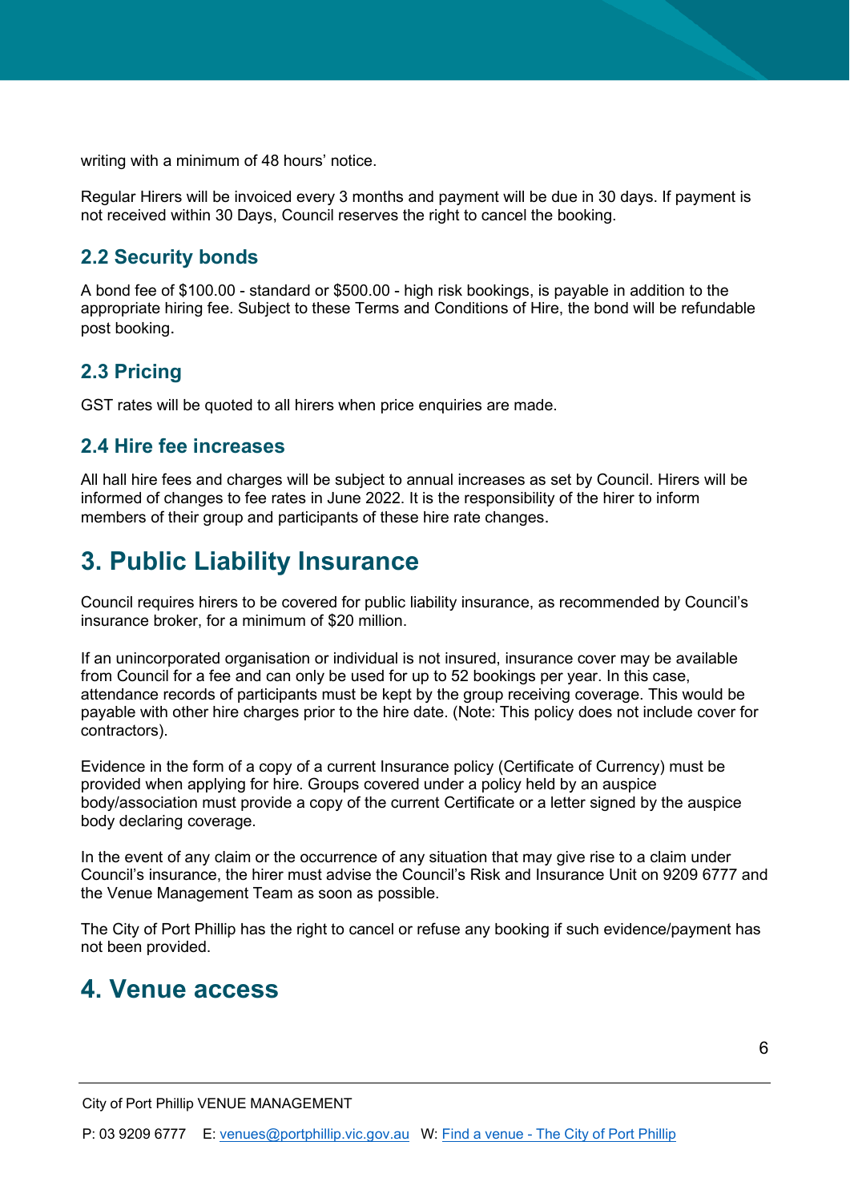writing with a minimum of 48 hours' notice.

Regular Hirers will be invoiced every 3 months and payment will be due in 30 days. If payment is not received within 30 Days, Council reserves the right to cancel the booking.

### 2.2 Security bonds

A bond fee of $100.00 - standard or $500.00 - high risk bookings, is payable in addition to the appropriate hiring fee. Subject to these Terms and Conditions of Hire, the bond will be refundable post booking.

### 2.3 Pricing

GST rates will be quoted to all hirers when price enquiries are made.

### 2.4 Hire fee increases

All hall hire fees and charges will be subject to annual increases as set by Council. Hirers will be informed of changes to fee rates in June 2022. It is the responsibility of the hirer to inform members of their group and participants of these hire rate changes.

## 3. Public Liability Insurance

Council requires hirers to be covered for public liability insurance, as recommended by Council's insurance broker, for a minimum of $20 million.

If an unincorporated organisation or individual is not insured, insurance cover may be available from Council for a fee and can only be used for up to 52 bookings per year. In this case, attendance records of participants must be kept by the group receiving coverage. This would be payable with other hire charges prior to the hire date. (Note: This policy does not include cover for contractors).

Evidence in the form of a copy of a current Insurance policy (Certificate of Currency) must be provided when applying for hire. Groups covered under a policy held by an auspice body/association must provide a copy of the current Certificate or a letter signed by the auspice body declaring coverage.

In the event of any claim or the occurrence of any situation that may give rise to a claim under Council's insurance, the hirer must advise the Council's Risk and Insurance Unit on 9209 6777 and the Venue Management Team as soon as possible.

The City of Port Phillip has the right to cancel or refuse any booking if such evidence/payment has not been provided.

## 4. Venue access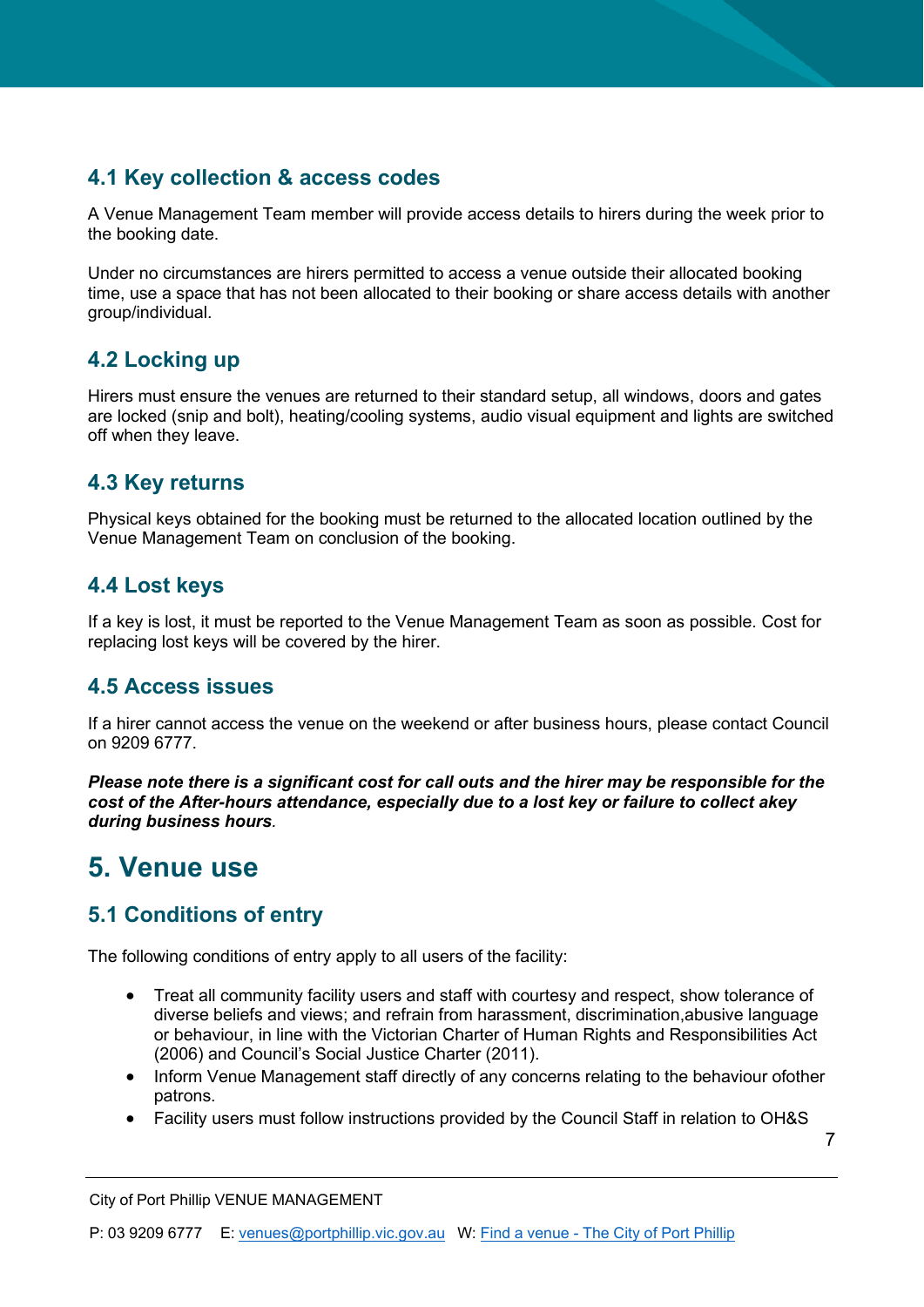### 4.1 Key collection & access codes

A Venue Management Team member will provide access details to hirers during the week prior to the booking date.

Under no circumstances are hirers permitted to access a venue outside their allocated booking time, use a space that has not been allocated to their booking or share access details with another group/individual.

### 4.2 Locking up

Hirers must ensure the venues are returned to their standard setup, all windows, doors and gates are locked (snip and bolt), heating/cooling systems, audio visual equipment and lights are switched off when they leave.

### 4.3 Key returns

Physical keys obtained for the booking must be returned to the allocated location outlined by the Venue Management Team on conclusion of the booking.

### 4.4 Lost keys

If a key is lost, it must be reported to the Venue Management Team as soon as possible. Cost for replacing lost keys will be covered by the hirer.

### 4.5 Access issues

If a hirer cannot access the venue on the weekend or after business hours, please contact Council on 9209 6777.

***Please note there is a significant cost for call outs and the hirer may be responsible for the cost of the After-hours attendance, especially due to a lost key or failure to collect akey during business hours***.

## 5. Venue use

### 5.1 Conditions of entry

The following conditions of entry apply to all users of the facility:

- Treat all community facility users and staff with courtesy and respect, show tolerance of diverse beliefs and views; and refrain from harassment, discrimination,abusive language or behaviour, in line with the Victorian Charter of Human Rights and Responsibilities Act (2006) and Council's Social Justice Charter (2011).
- Inform Venue Management staff directly of any concerns relating to the behaviour ofother patrons.
- Facility users must follow instructions provided by the Council Staff in relation to OH&S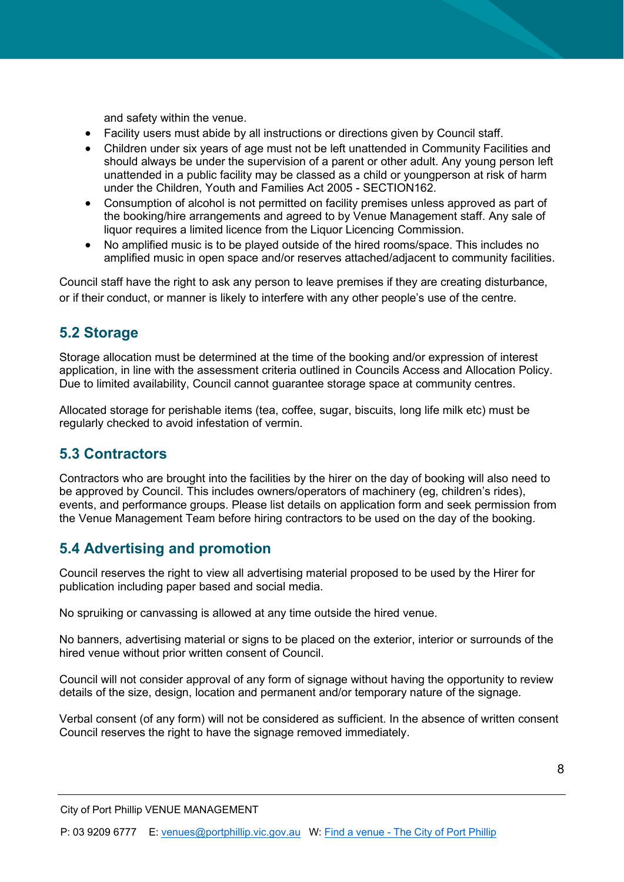and safety within the venue.

- Facility users must abide by all instructions or directions given by Council staff.
- Children under six years of age must not be left unattended in Community Facilities and should always be under the supervision of a parent or other adult. Any young person left unattended in a public facility may be classed as a child or youngperson at risk of harm under the Children, Youth and Families Act 2005 - SECTION162.
- Consumption of alcohol is not permitted on facility premises unless approved as part of the booking/hire arrangements and agreed to by Venue Management staff. Any sale of liquor requires a limited licence from the Liquor Licencing Commission.
- No amplified music is to be played outside of the hired rooms/space. This includes no amplified music in open space and/or reserves attached/adjacent to community facilities.

Council staff have the right to ask any person to leave premises if they are creating disturbance, or if their conduct, or manner is likely to interfere with any other people's use of the centre.

## 5.2 Storage

Storage allocation must be determined at the time of the booking and/or expression of interest application, in line with the assessment criteria outlined in Councils Access and Allocation Policy. Due to limited availability, Council cannot guarantee storage space at community centres.

Allocated storage for perishable items (tea, coffee, sugar, biscuits, long life milk etc) must be regularly checked to avoid infestation of vermin.

## 5.3 Contractors

Contractors who are brought into the facilities by the hirer on the day of booking will also need to be approved by Council. This includes owners/operators of machinery (eg, children's rides), events, and performance groups. Please list details on application form and seek permission from the Venue Management Team before hiring contractors to be used on the day of the booking.

## 5.4 Advertising and promotion

Council reserves the right to view all advertising material proposed to be used by the Hirer for publication including paper based and social media.

No spruiking or canvassing is allowed at any time outside the hired venue.

No banners, advertising material or signs to be placed on the exterior, interior or surrounds of the hired venue without prior written consent of Council.

Council will not consider approval of any form of signage without having the opportunity to review details of the size, design, location and permanent and/or temporary nature of the signage.

Verbal consent (of any form) will not be considered as sufficient. In the absence of written consent Council reserves the right to have the signage removed immediately.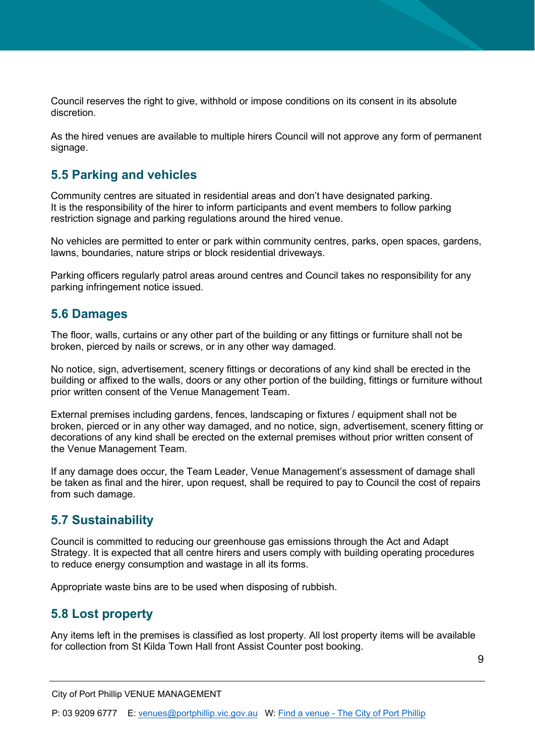Council reserves the right to give, withhold or impose conditions on its consent in its absolute discretion.

As the hired venues are available to multiple hirers Council will not approve any form of permanent signage.

## 5.5 Parking and vehicles

Community centres are situated in residential areas and don't have designated parking. It is the responsibility of the hirer to inform participants and event members to follow parking restriction signage and parking regulations around the hired venue.

No vehicles are permitted to enter or park within community centres, parks, open spaces, gardens, lawns, boundaries, nature strips or block residential driveways.

Parking officers regularly patrol areas around centres and Council takes no responsibility for any parking infringement notice issued.

## 5.6 Damages

The floor, walls, curtains or any other part of the building or any fittings or furniture shall not be broken, pierced by nails or screws, or in any other way damaged.

No notice, sign, advertisement, scenery fittings or decorations of any kind shall be erected in the building or affixed to the walls, doors or any other portion of the building, fittings or furniture without prior written consent of the Venue Management Team.

External premises including gardens, fences, landscaping or fixtures / equipment shall not be broken, pierced or in any other way damaged, and no notice, sign, advertisement, scenery fitting or decorations of any kind shall be erected on the external premises without prior written consent of the Venue Management Team.

If any damage does occur, the Team Leader, Venue Management's assessment of damage shall be taken as final and the hirer, upon request, shall be required to pay to Council the cost of repairs from such damage.

## 5.7 Sustainability

Council is committed to reducing our greenhouse gas emissions through the Act and Adapt Strategy. It is expected that all centre hirers and users comply with building operating procedures to reduce energy consumption and wastage in all its forms.

Appropriate waste bins are to be used when disposing of rubbish.

## 5.8 Lost property

Any items left in the premises is classified as lost property. All lost property items will be available for collection from St Kilda Town Hall front Assist Counter post booking.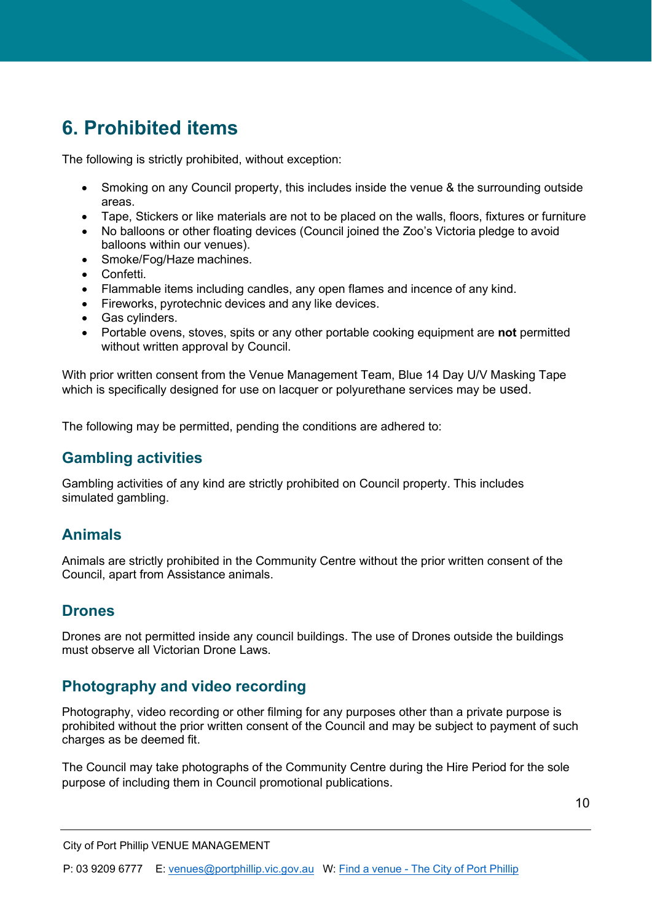# 6. Prohibited items

The following is strictly prohibited, without exception:

- Smoking on any Council property, this includes inside the venue & the surrounding outside areas.
- Tape, Stickers or like materials are not to be placed on the walls, floors, fixtures or furniture
- No balloons or other floating devices (Council joined the Zoo's Victoria pledge to avoid balloons within our venues).
- Smoke/Fog/Haze machines.
- Confetti.
- Flammable items including candles, any open flames and incence of any kind.
- Fireworks, pyrotechnic devices and any like devices.
- Gas cylinders.
- Portable ovens, stoves, spits or any other portable cooking equipment are **not** permitted without written approval by Council.

With prior written consent from the Venue Management Team, Blue 14 Day U/V Masking Tape which is specifically designed for use on lacquer or polyurethane services may be used.

The following may be permitted, pending the conditions are adhered to:

## Gambling activities

Gambling activities of any kind are strictly prohibited on Council property. This includes simulated gambling.

## Animals

Animals are strictly prohibited in the Community Centre without the prior written consent of the Council, apart from Assistance animals.

## Drones

Drones are not permitted inside any council buildings. The use of Drones outside the buildings must observe all Victorian Drone Laws.

## Photography and video recording

Photography, video recording or other filming for any purposes other than a private purpose is prohibited without the prior written consent of the Council and may be subject to payment of such charges as be deemed fit.

The Council may take photographs of the Community Centre during the Hire Period for the sole purpose of including them in Council promotional publications.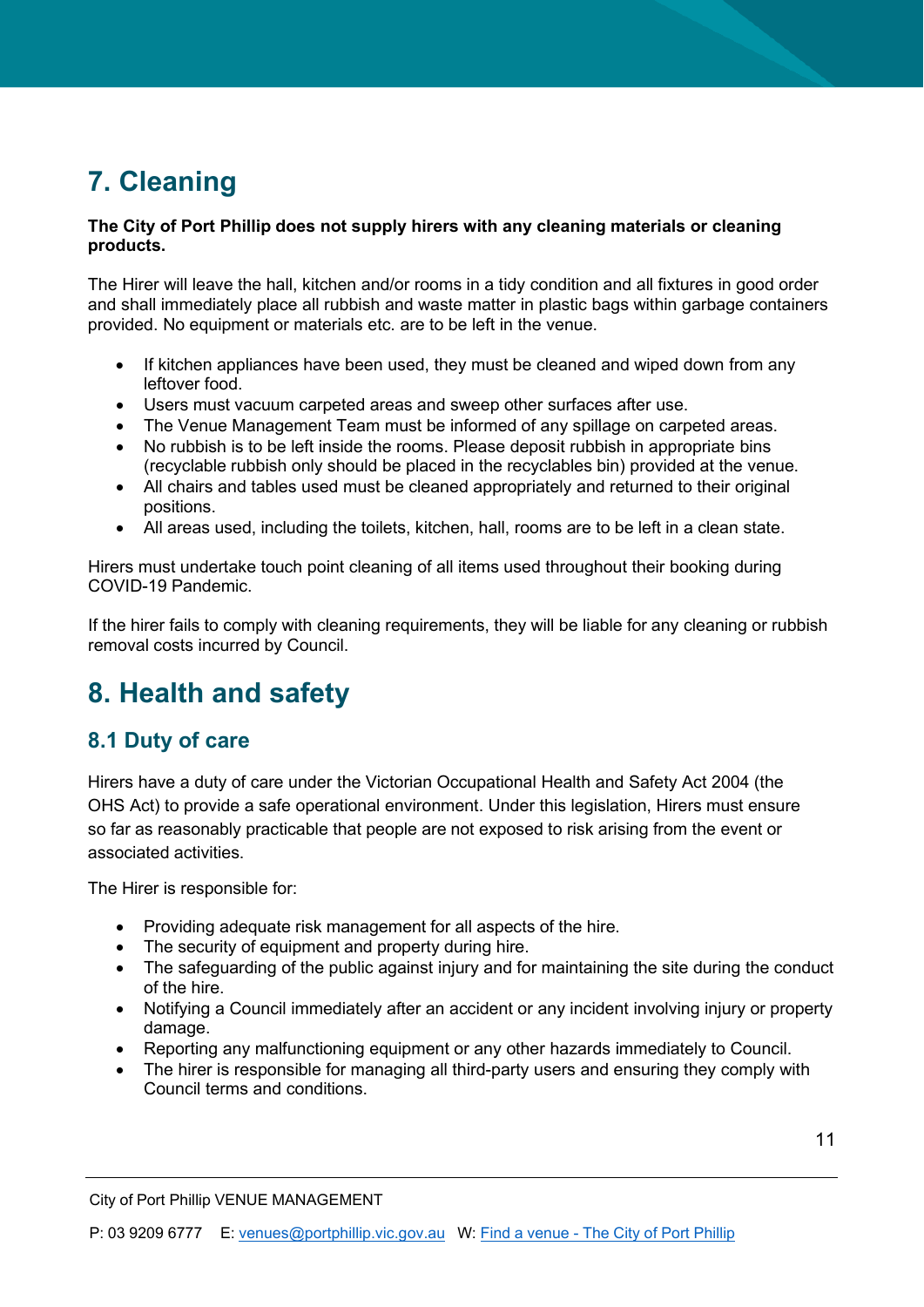# 7. Cleaning

**The City of Port Phillip does not supply hirers with any cleaning materials or cleaning products.**

The Hirer will leave the hall, kitchen and/or rooms in a tidy condition and all fixtures in good order and shall immediately place all rubbish and waste matter in plastic bags within garbage containers provided. No equipment or materials etc. are to be left in the venue.

- If kitchen appliances have been used, they must be cleaned and wiped down from any leftover food.
- Users must vacuum carpeted areas and sweep other surfaces after use.
- The Venue Management Team must be informed of any spillage on carpeted areas.
- No rubbish is to be left inside the rooms. Please deposit rubbish in appropriate bins (recyclable rubbish only should be placed in the recyclables bin) provided at the venue.
- All chairs and tables used must be cleaned appropriately and returned to their original positions.
- All areas used, including the toilets, kitchen, hall, rooms are to be left in a clean state.

Hirers must undertake touch point cleaning of all items used throughout their booking during COVID-19 Pandemic.

If the hirer fails to comply with cleaning requirements, they will be liable for any cleaning or rubbish removal costs incurred by Council.

# 8. Health and safety

## 8.1 Duty of care

Hirers have a duty of care under the Victorian Occupational Health and Safety Act 2004 (the OHS Act) to provide a safe operational environment. Under this legislation, Hirers must ensure so far as reasonably practicable that people are not exposed to risk arising from the event or associated activities.

The Hirer is responsible for:

- Providing adequate risk management for all aspects of the hire.
- The security of equipment and property during hire.
- The safeguarding of the public against injury and for maintaining the site during the conduct of the hire.
- Notifying a Council immediately after an accident or any incident involving injury or property damage.
- Reporting any malfunctioning equipment or any other hazards immediately to Council.
- The hirer is responsible for managing all third-party users and ensuring they comply with Council terms and conditions.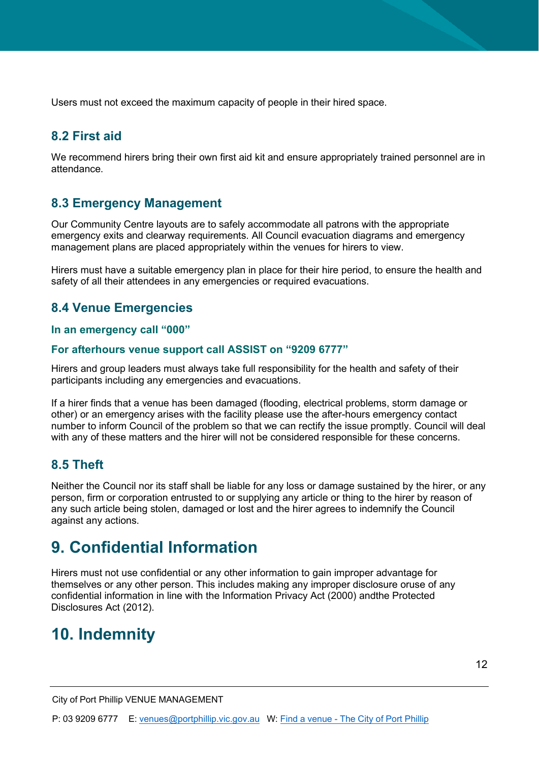Users must not exceed the maximum capacity of people in their hired space.

### 8.2 First aid

We recommend hirers bring their own first aid kit and ensure appropriately trained personnel are in attendance.

### 8.3 Emergency Management

Our Community Centre layouts are to safely accommodate all patrons with the appropriate emergency exits and clearway requirements. All Council evacuation diagrams and emergency management plans are placed appropriately within the venues for hirers to view.

Hirers must have a suitable emergency plan in place for their hire period, to ensure the health and safety of all their attendees in any emergencies or required evacuations.

### 8.4 Venue Emergencies

#### In an emergency call “000”

#### For afterhours venue support call ASSIST on “9209 6777”

Hirers and group leaders must always take full responsibility for the health and safety of their participants including any emergencies and evacuations.

If a hirer finds that a venue has been damaged (flooding, electrical problems, storm damage or other) or an emergency arises with the facility please use the after-hours emergency contact number to inform Council of the problem so that we can rectify the issue promptly. Council will deal with any of these matters and the hirer will not be considered responsible for these concerns.

### 8.5 Theft

Neither the Council nor its staff shall be liable for any loss or damage sustained by the hirer, or any person, firm or corporation entrusted to or supplying any article or thing to the hirer by reason of any such article being stolen, damaged or lost and the hirer agrees to indemnify the Council against any actions.

## 9. Confidential Information

Hirers must not use confidential or any other information to gain improper advantage for themselves or any other person. This includes making any improper disclosure oruse of any confidential information in line with the Information Privacy Act (2000) andthe Protected Disclosures Act (2012).

## 10. Indemnity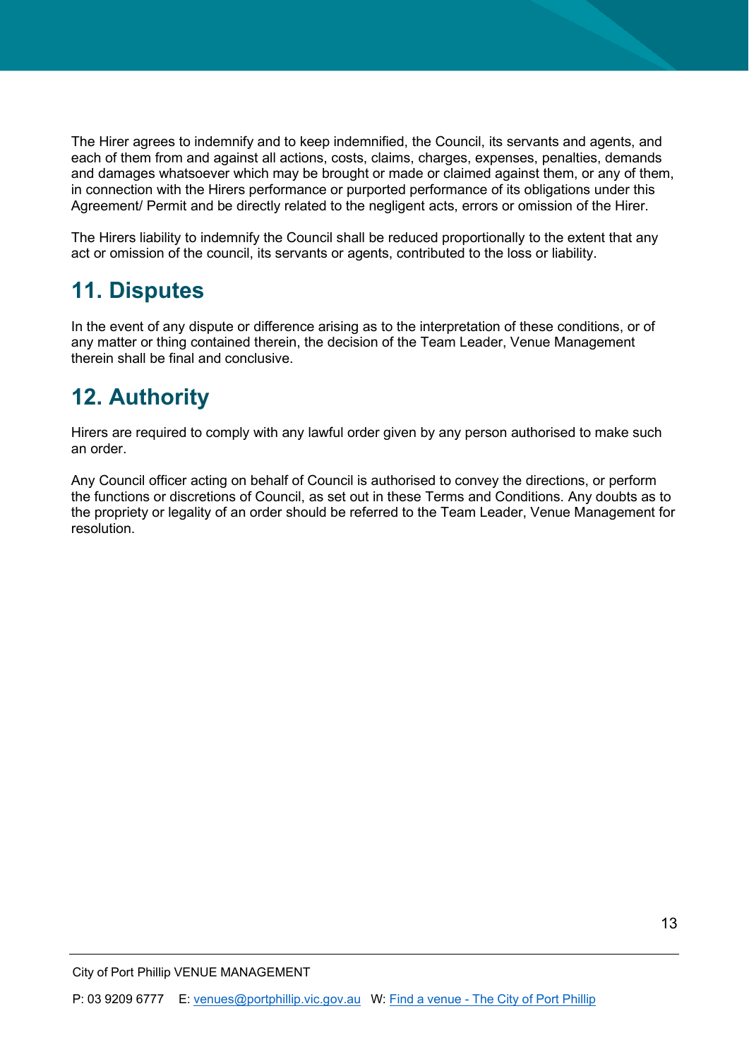The Hirer agrees to indemnify and to keep indemnified, the Council, its servants and agents, and each of them from and against all actions, costs, claims, charges, expenses, penalties, demands and damages whatsoever which may be brought or made or claimed against them, or any of them, in connection with the Hirers performance or purported performance of its obligations under this Agreement/ Permit and be directly related to the negligent acts, errors or omission of the Hirer.

The Hirers liability to indemnify the Council shall be reduced proportionally to the extent that any act or omission of the council, its servants or agents, contributed to the loss or liability.

## 11. Disputes

In the event of any dispute or difference arising as to the interpretation of these conditions, or of any matter or thing contained therein, the decision of the Team Leader, Venue Management therein shall be final and conclusive.

## 12. Authority

Hirers are required to comply with any lawful order given by any person authorised to make such an order.

Any Council officer acting on behalf of Council is authorised to convey the directions, or perform the functions or discretions of Council, as set out in these Terms and Conditions. Any doubts as to the propriety or legality of an order should be referred to the Team Leader, Venue Management for resolution.